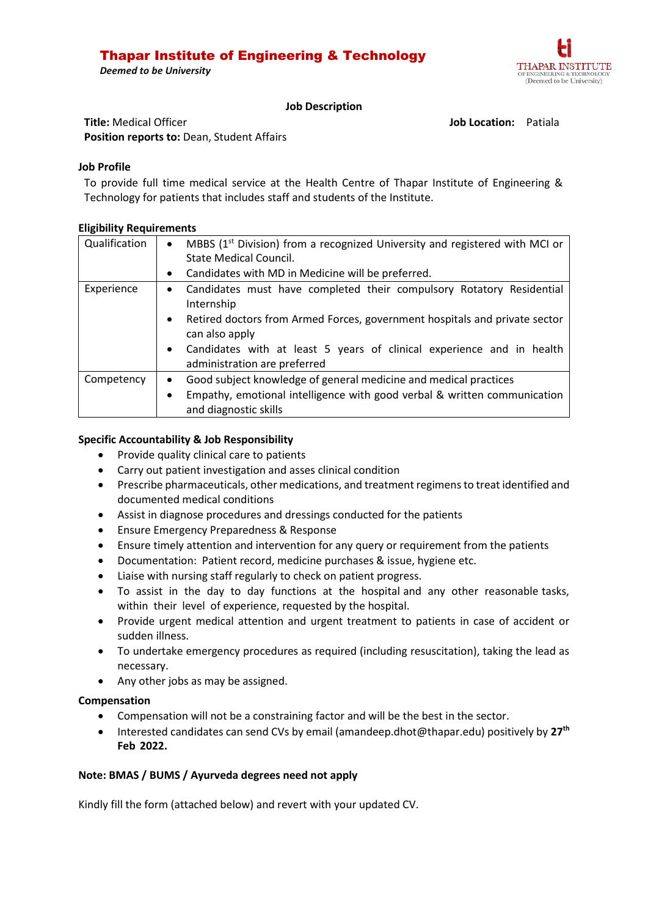# Thapar Institute of Engineering & Technology

*Deemed to be University*

## Job Description

**Title:** Medical Officer **Job Location:** Patiala

**Position reports to:** Dean, Student Affairs

### Job Profile

To provide full time medical service at the Health Centre of Thapar Institute of Engineering & Technology for patients that includes staff and students of the Institute.

### Eligibility Requirements

| | |
|---|---|
| Qualification | • MBBS (1st Division) from a recognized University and registered with MCI or State Medical Council.<br>• Candidates with MD in Medicine will be preferred. |
| Experience | • Candidates must have completed their compulsory Rotatory Residential Internship<br>• Retired doctors from Armed Forces, government hospitals and private sector can also apply<br>• Candidates with at least 5 years of clinical experience and in health administration are preferred |
| Competency | • Good subject knowledge of general medicine and medical practices<br>• Empathy, emotional intelligence with good verbal & written communication and diagnostic skills |

### Specific Accountability & Job Responsibility

- Provide quality clinical care to patients
- Carry out patient investigation and asses clinical condition
- Prescribe pharmaceuticals, other medications, and treatment regimens to treat identified and documented medical conditions
- Assist in diagnose procedures and dressings conducted for the patients
- Ensure Emergency Preparedness & Response
- Ensure timely attention and intervention for any query or requirement from the patients
- Documentation: Patient record, medicine purchases & issue, hygiene etc.
- Liaise with nursing staff regularly to check on patient progress.
- To assist in the day to day functions at the hospital and any other reasonable tasks, within their level of experience, requested by the hospital.
- Provide urgent medical attention and urgent treatment to patients in case of accident or sudden illness.
- To undertake emergency procedures as required (including resuscitation), taking the lead as necessary.
- Any other jobs as may be assigned.

### Compensation

- Compensation will not be a constraining factor and will be the best in the sector.
- Interested candidates can send CVs by email (amandeep.dhot@thapar.edu) positively by **27th Feb 2022.**

**Note: BMAS / BUMS / Ayurveda degrees need not apply**

Kindly fill the form (attached below) and revert with your updated CV.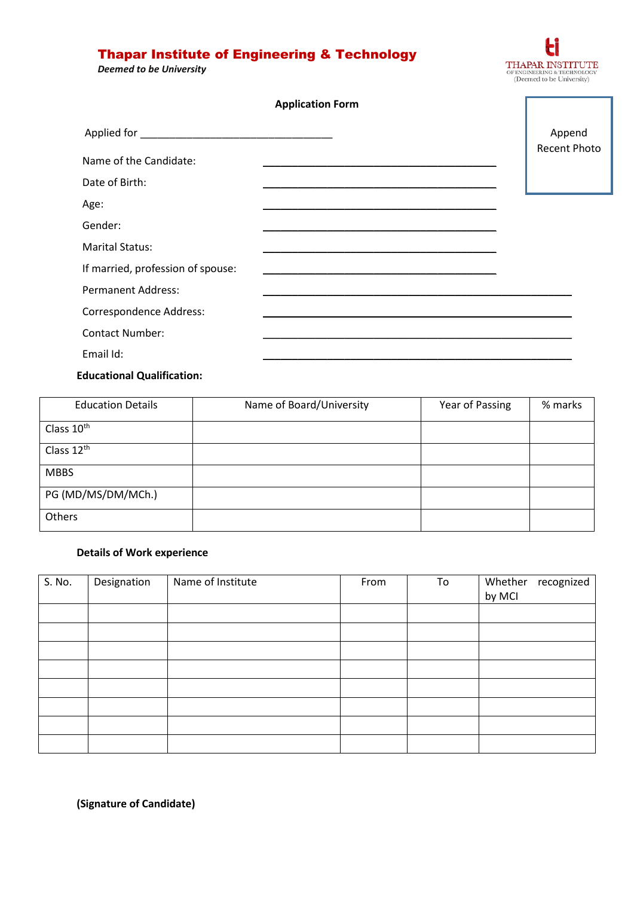**Thapar Institute of Engineering & Technology**
***Deemed to be University***

THAPAR INSTITUTE
OF ENGINEERING & TECHNOLOGY
(Deemed to be University)

**Application Form**

Append Recent Photo

Applied for ___________________________________

Name of the Candidate: ___________________________________

Date of Birth: ___________________________________

Age: ___________________________________

Gender: ___________________________________

Marital Status: ___________________________________

If married, profession of spouse: ___________________________________

Permanent Address: ___________________________________

Correspondence Address: ___________________________________

Contact Number: ___________________________________

Email Id: ___________________________________

**Educational Qualification:**

| Education Details | Name of Board/University | Year of Passing | % marks |
|---|---|---|---|
| Class 10$^{th}$ | | | |
| Class 12$^{th}$ | | | |
| MBBS | | | |
| PG (MD/MS/DM/MCh.) | | | |
| Others | | | |

**Details of Work experience**

| S. No. | Designation | Name of Institute | From | To | Whether recognized by MCI |
|---|---|---|---|---|---|
| | | | | | |
| | | | | | |
| | | | | | |
| | | | | | |
| | | | | | |
| | | | | | |
| | | | | | |
| | | | | | |

**(Signature of Candidate)**